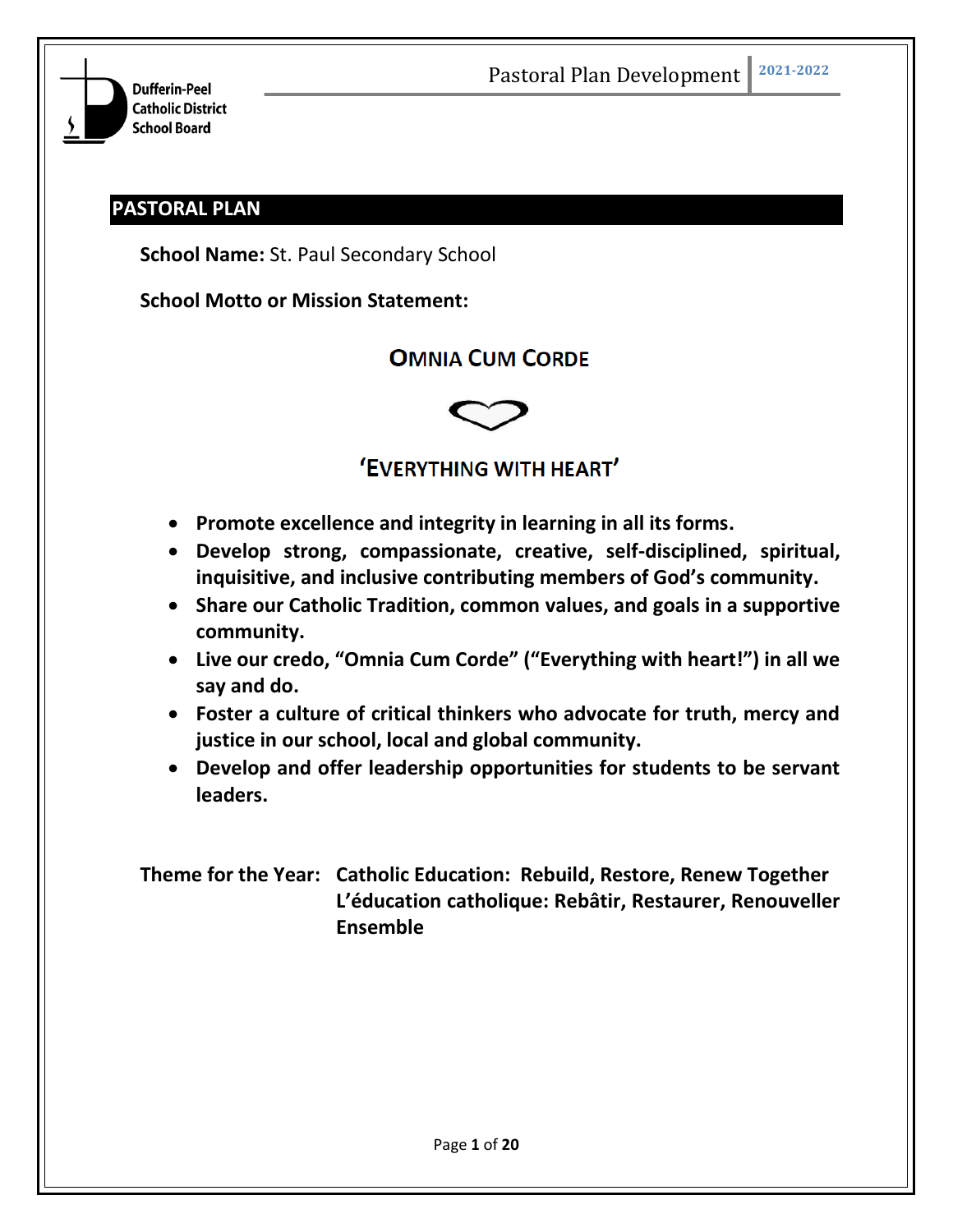## PASTORAL PLAN

**School Name:** St. Paul Secondary School

**School Motto or Mission Statement:**

**OMNIA CUM CORDE**

**'EVERYTHING WITH HEART'**

- **Promote excellence and integrity in learning in all its forms.**
- **Develop strong, compassionate, creative, self-disciplined, spiritual, inquisitive, and inclusive contributing members of God's community.**
- **Share our Catholic Tradition, common values, and goals in a supportive community.**
- **Live our credo, "Omnia Cum Corde" ("Everything with heart!") in all we say and do.**
- **Foster a culture of critical thinkers who advocate for truth, mercy and justice in our school, local and global community.**
- **Develop and offer leadership opportunities for students to be servant leaders.**

**Theme for the Year:** **Catholic Education: Rebuild, Restore, Renew Together**
**L'éducation catholique: Rebâtir, Restaurer, Renouveller Ensemble**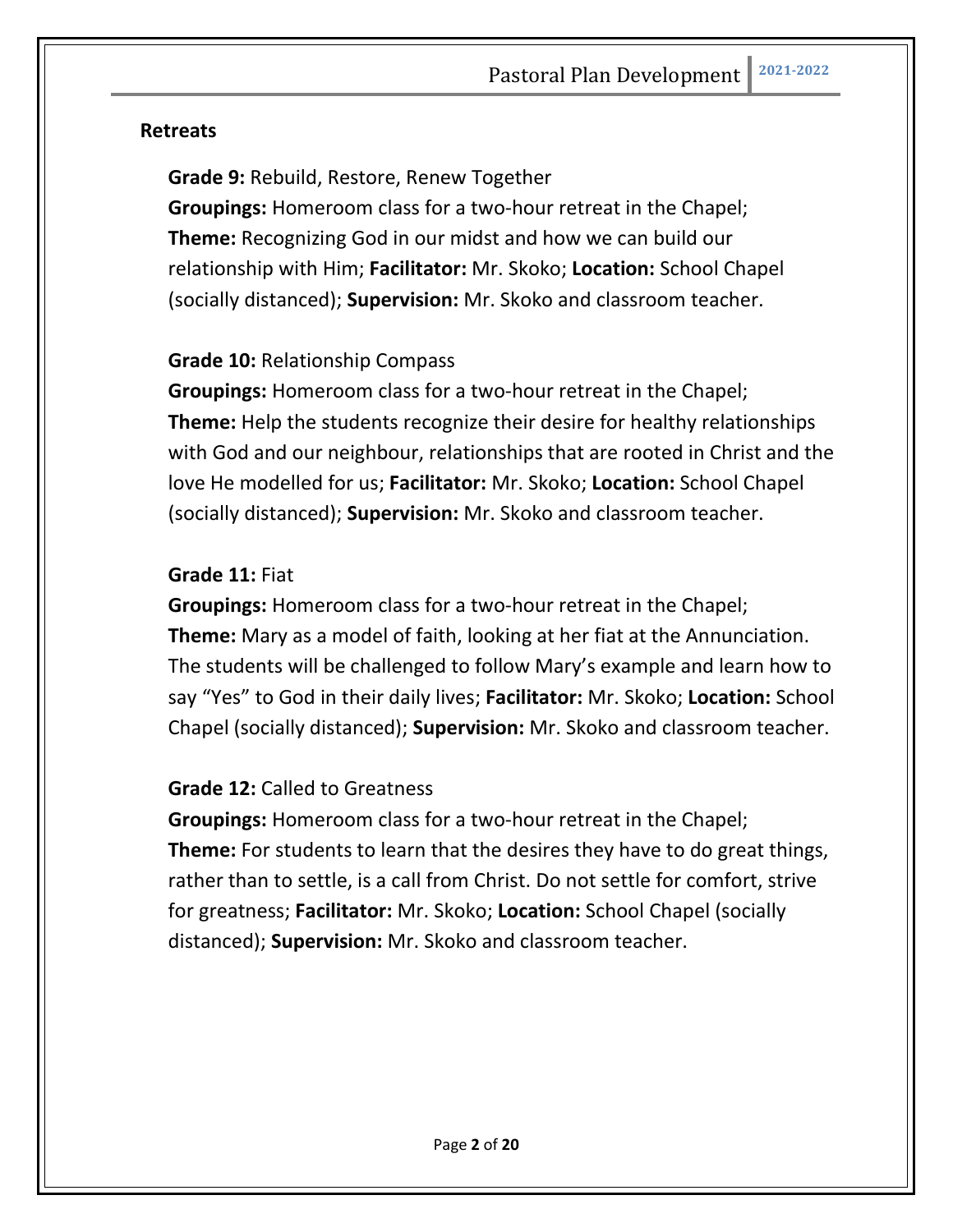## Retreats

**Grade 9:** Rebuild, Restore, Renew Together
**Groupings:** Homeroom class for a two-hour retreat in the Chapel; **Theme:** Recognizing God in our midst and how we can build our relationship with Him; **Facilitator:** Mr. Skoko; **Location:** School Chapel (socially distanced); **Supervision:** Mr. Skoko and classroom teacher.

**Grade 10:** Relationship Compass
**Groupings:** Homeroom class for a two-hour retreat in the Chapel; **Theme:** Help the students recognize their desire for healthy relationships with God and our neighbour, relationships that are rooted in Christ and the love He modelled for us; **Facilitator:** Mr. Skoko; **Location:** School Chapel (socially distanced); **Supervision:** Mr. Skoko and classroom teacher.

**Grade 11:** Fiat
**Groupings:** Homeroom class for a two-hour retreat in the Chapel; **Theme:** Mary as a model of faith, looking at her fiat at the Annunciation. The students will be challenged to follow Mary's example and learn how to say "Yes" to God in their daily lives; **Facilitator:** Mr. Skoko; **Location:** School Chapel (socially distanced); **Supervision:** Mr. Skoko and classroom teacher.

**Grade 12:** Called to Greatness
**Groupings:** Homeroom class for a two-hour retreat in the Chapel; **Theme:** For students to learn that the desires they have to do great things, rather than to settle, is a call from Christ. Do not settle for comfort, strive for greatness; **Facilitator:** Mr. Skoko; **Location:** School Chapel (socially distanced); **Supervision:** Mr. Skoko and classroom teacher.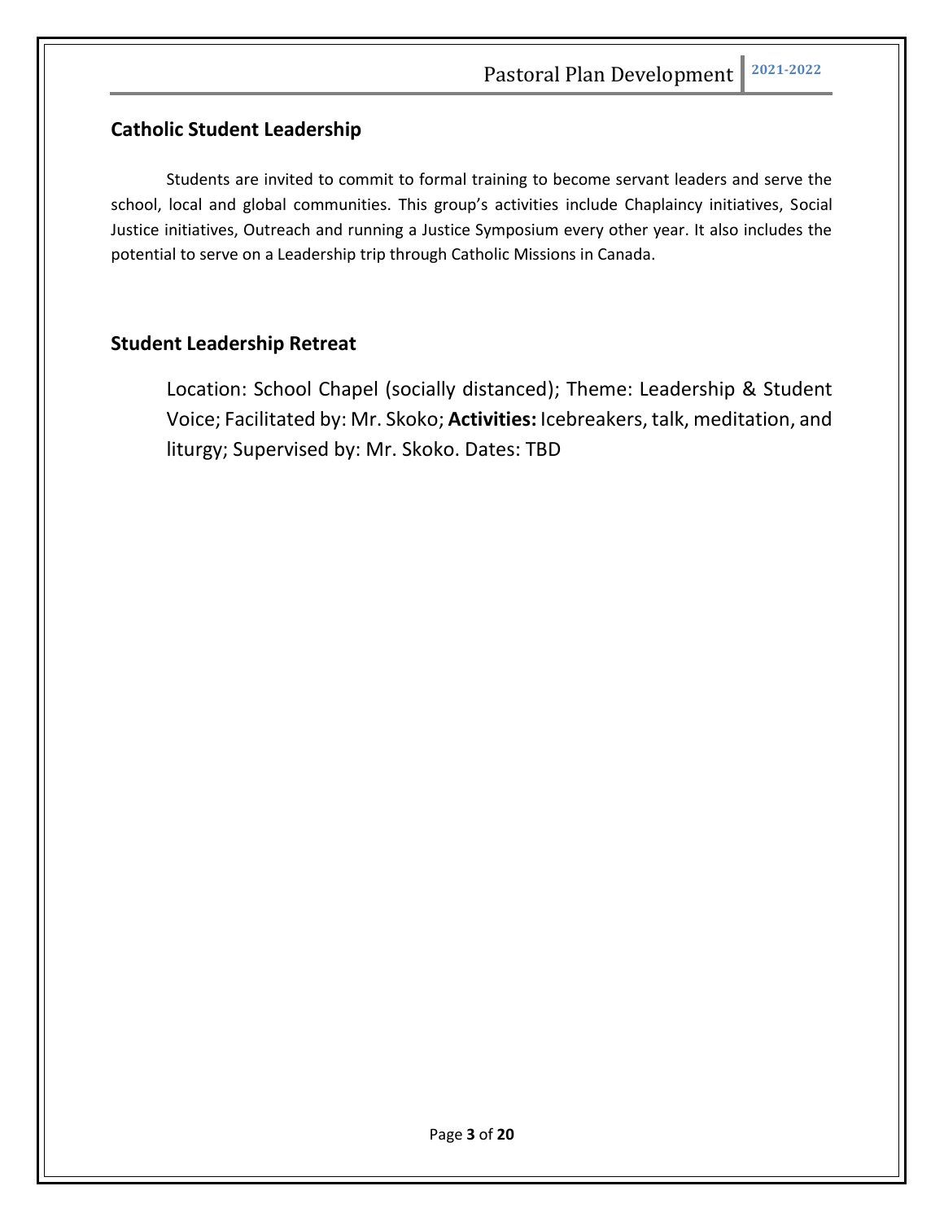## Catholic Student Leadership

Students are invited to commit to formal training to become servant leaders and serve the school, local and global communities. This group's activities include Chaplaincy initiatives, Social Justice initiatives, Outreach and running a Justice Symposium every other year. It also includes the potential to serve on a Leadership trip through Catholic Missions in Canada.

## Student Leadership Retreat

Location: School Chapel (socially distanced); Theme: Leadership & Student Voice; Facilitated by: Mr. Skoko; **Activities:** Icebreakers, talk, meditation, and liturgy; Supervised by: Mr. Skoko. Dates: TBD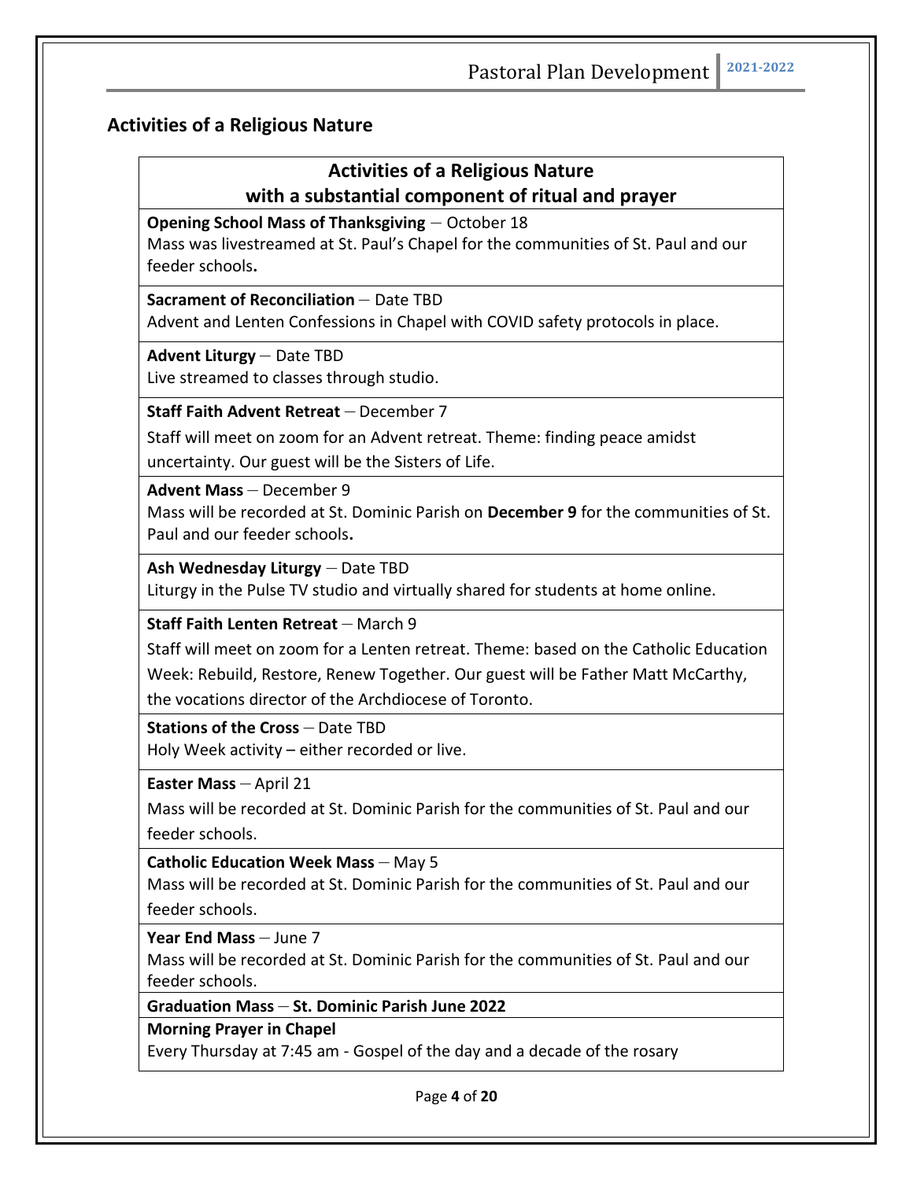## Activities of a Religious Nature

| Activities of a Religious Nature with a substantial component of ritual and prayer |
|---|
| **Opening School Mass of Thanksgiving** – October 18<br>Mass was livestreamed at St. Paul's Chapel for the communities of St. Paul and our feeder schools**.** |
| **Sacrament of Reconciliation** – Date TBD<br>Advent and Lenten Confessions in Chapel with COVID safety protocols in place. |
| **Advent Liturgy** – Date TBD<br>Live streamed to classes through studio. |
| **Staff Faith Advent Retreat** – December 7<br>Staff will meet on zoom for an Advent retreat. Theme: finding peace amidst uncertainty. Our guest will be the Sisters of Life. |
| **Advent Mass** – December 9<br>Mass will be recorded at St. Dominic Parish on **December 9** for the communities of St. Paul and our feeder schools**.** |
| **Ash Wednesday Liturgy** – Date TBD<br>Liturgy in the Pulse TV studio and virtually shared for students at home online. |
| **Staff Faith Lenten Retreat** – March 9<br>Staff will meet on zoom for a Lenten retreat. Theme: based on the Catholic Education Week: Rebuild, Restore, Renew Together. Our guest will be Father Matt McCarthy, the vocations director of the Archdiocese of Toronto. |
| **Stations of the Cross** – Date TBD<br>Holy Week activity – either recorded or live. |
| **Easter Mass** – April 21<br>Mass will be recorded at St. Dominic Parish for the communities of St. Paul and our feeder schools. |
| **Catholic Education Week Mass** – May 5<br>Mass will be recorded at St. Dominic Parish for the communities of St. Paul and our feeder schools. |
| **Year End Mass** – June 7<br>Mass will be recorded at St. Dominic Parish for the communities of St. Paul and our feeder schools. |
| **Graduation Mass – St. Dominic Parish June 2022** |
| **Morning Prayer in Chapel**<br>Every Thursday at 7:45 am - Gospel of the day and a decade of the rosary |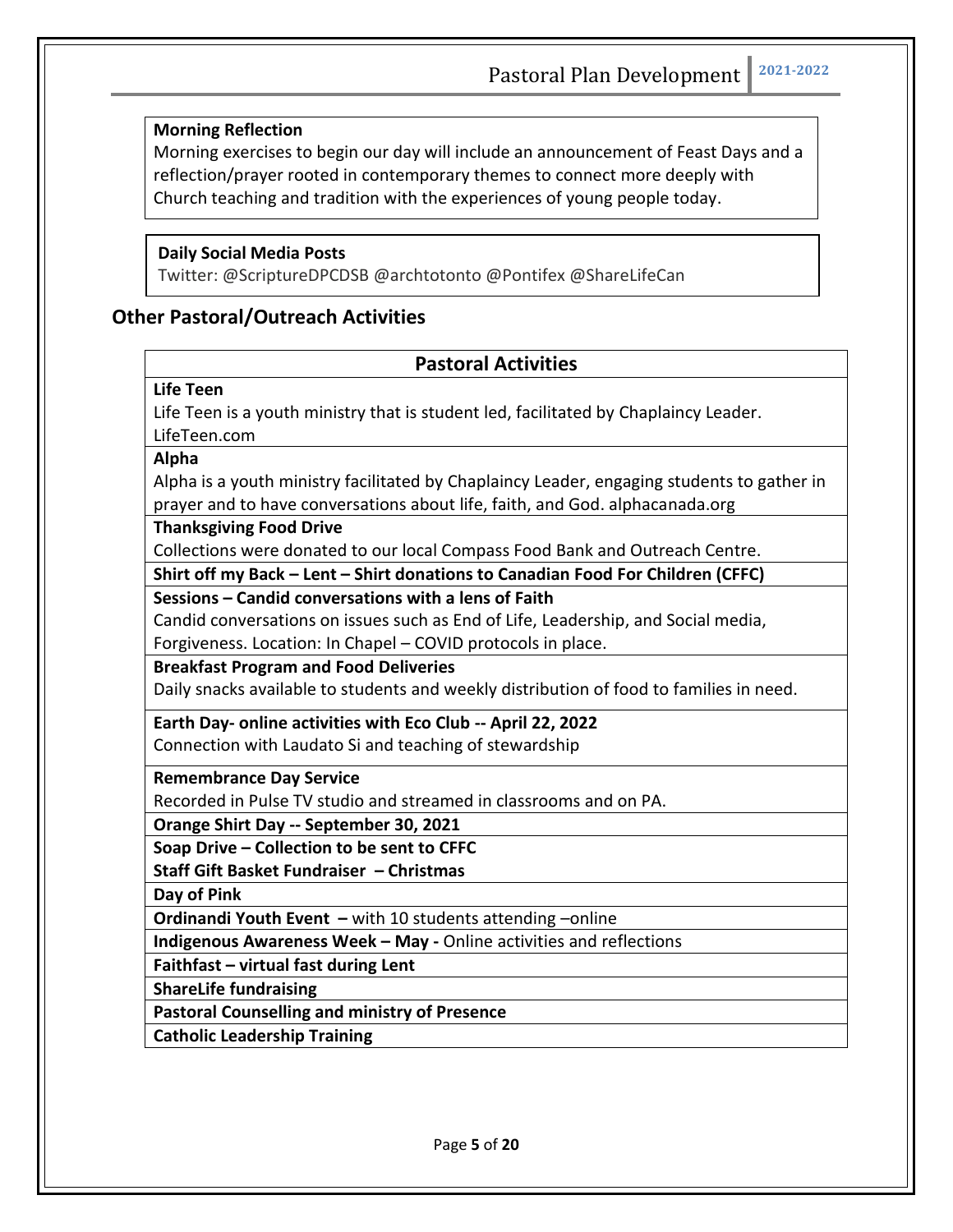**Morning Reflection**
Morning exercises to begin our day will include an announcement of Feast Days and a reflection/prayer rooted in contemporary themes to connect more deeply with Church teaching and tradition with the experiences of young people today.

**Daily Social Media Posts**
Twitter: @ScriptureDPCDSB @archtotonto @Pontifex @ShareLifeCan

## Other Pastoral/Outreach Activities

| Pastoral Activities |
|---|
| **Life Teen**<br>Life Teen is a youth ministry that is student led, facilitated by Chaplaincy Leader. LifeTeen.com |
| **Alpha**<br>Alpha is a youth ministry facilitated by Chaplaincy Leader, engaging students to gather in prayer and to have conversations about life, faith, and God. alphacanada.org |
| **Thanksgiving Food Drive**<br>Collections were donated to our local Compass Food Bank and Outreach Centre. |
| **Shirt off my Back – Lent – Shirt donations to Canadian Food For Children (CFFC)** |
| **Sessions – Candid conversations with a lens of Faith**<br>Candid conversations on issues such as End of Life, Leadership, and Social media, Forgiveness. Location: In Chapel – COVID protocols in place. |
| **Breakfast Program and Food Deliveries**<br>Daily snacks available to students and weekly distribution of food to families in need. |
| **Earth Day- online activities with Eco Club -- April 22, 2022**<br>Connection with Laudato Si and teaching of stewardship |
| **Remembrance Day Service**<br>Recorded in Pulse TV studio and streamed in classrooms and on PA. |
| **Orange Shirt Day -- September 30, 2021** |
| **Soap Drive – Collection to be sent to CFFC**<br>**Staff Gift Basket Fundraiser – Christmas** |
| **Day of Pink** |
| **Ordinandi Youth Event –** with 10 students attending –online |
| **Indigenous Awareness Week – May -** Online activities and reflections |
| **Faithfast – virtual fast during Lent** |
| **ShareLife fundraising** |
| **Pastoral Counselling and ministry of Presence** |
| **Catholic Leadership Training** |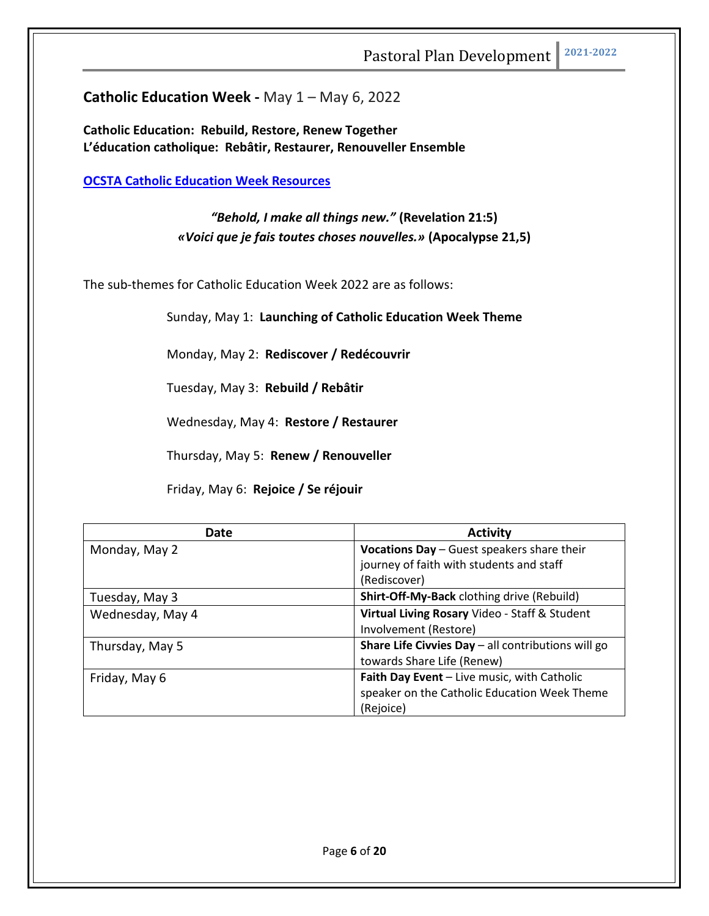## **Catholic Education Week -** May 1 – May 6, 2022

**Catholic Education: Rebuild, Restore, Renew Together**
**L'éducation catholique: Rebâtir, Restaurer, Renouveller Ensemble**

**OCSTA Catholic Education Week Resources**

*"Behold, I make all things new."* **(Revelation 21:5)**
*«Voici que je fais toutes choses nouvelles.»* **(Apocalypse 21,5)**

The sub-themes for Catholic Education Week 2022 are as follows:

Sunday, May 1: **Launching of Catholic Education Week Theme**

Monday, May 2: **Rediscover / Redécouvrir**

Tuesday, May 3: **Rebuild / Rebâtir**

Wednesday, May 4: **Restore / Restaurer**

Thursday, May 5: **Renew / Renouveller**

Friday, May 6: **Rejoice / Se réjouir**

| Date | Activity |
| --- | --- |
| Monday, May 2 | **Vocations Day** – Guest speakers share their journey of faith with students and staff (Rediscover) |
| Tuesday, May 3 | **Shirt-Off-My-Back** clothing drive (Rebuild) |
| Wednesday, May 4 | **Virtual Living Rosary** Video - Staff & Student Involvement (Restore) |
| Thursday, May 5 | **Share Life Civvies Day** – all contributions will go towards Share Life (Renew) |
| Friday, May 6 | **Faith Day Event** – Live music, with Catholic speaker on the Catholic Education Week Theme (Rejoice) |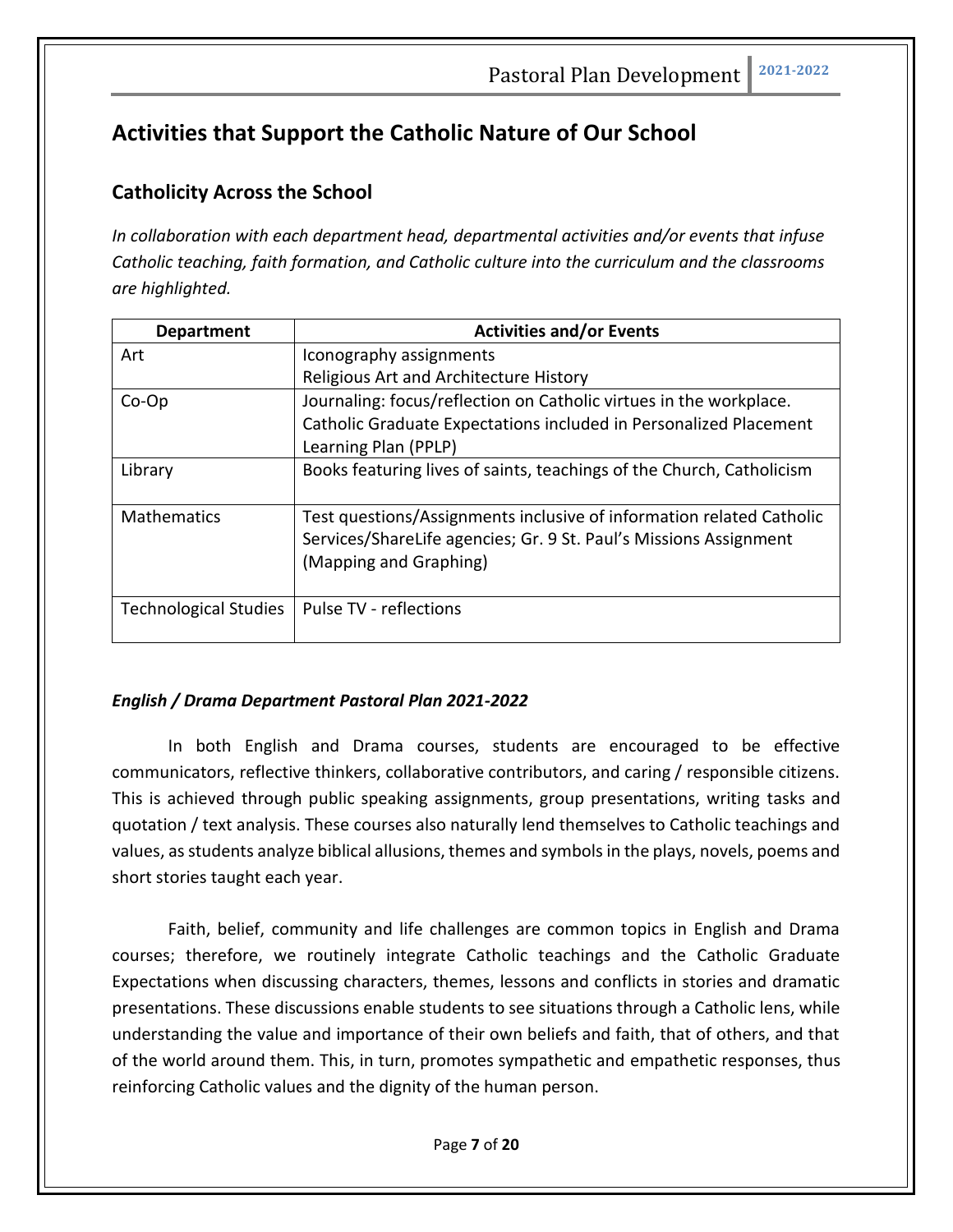## Activities that Support the Catholic Nature of Our School

### Catholicity Across the School

*In collaboration with each department head, departmental activities and/or events that infuse Catholic teaching, faith formation, and Catholic culture into the curriculum and the classrooms are highlighted.*

| Department | Activities and/or Events |
|---|---|
| Art | Iconography assignments<br>Religious Art and Architecture History |
| Co-Op | Journaling: focus/reflection on Catholic virtues in the workplace.<br>Catholic Graduate Expectations included in Personalized Placement Learning Plan (PPLP) |
| Library | Books featuring lives of saints, teachings of the Church, Catholicism |
| Mathematics | Test questions/Assignments inclusive of information related Catholic Services/ShareLife agencies; Gr. 9 St. Paul's Missions Assignment (Mapping and Graphing) |
| Technological Studies | Pulse TV - reflections |

***English / Drama Department Pastoral Plan 2021-2022***

In both English and Drama courses, students are encouraged to be effective communicators, reflective thinkers, collaborative contributors, and caring / responsible citizens. This is achieved through public speaking assignments, group presentations, writing tasks and quotation / text analysis. These courses also naturally lend themselves to Catholic teachings and values, as students analyze biblical allusions, themes and symbols in the plays, novels, poems and short stories taught each year.

Faith, belief, community and life challenges are common topics in English and Drama courses; therefore, we routinely integrate Catholic teachings and the Catholic Graduate Expectations when discussing characters, themes, lessons and conflicts in stories and dramatic presentations. These discussions enable students to see situations through a Catholic lens, while understanding the value and importance of their own beliefs and faith, that of others, and that of the world around them. This, in turn, promotes sympathetic and empathetic responses, thus reinforcing Catholic values and the dignity of the human person.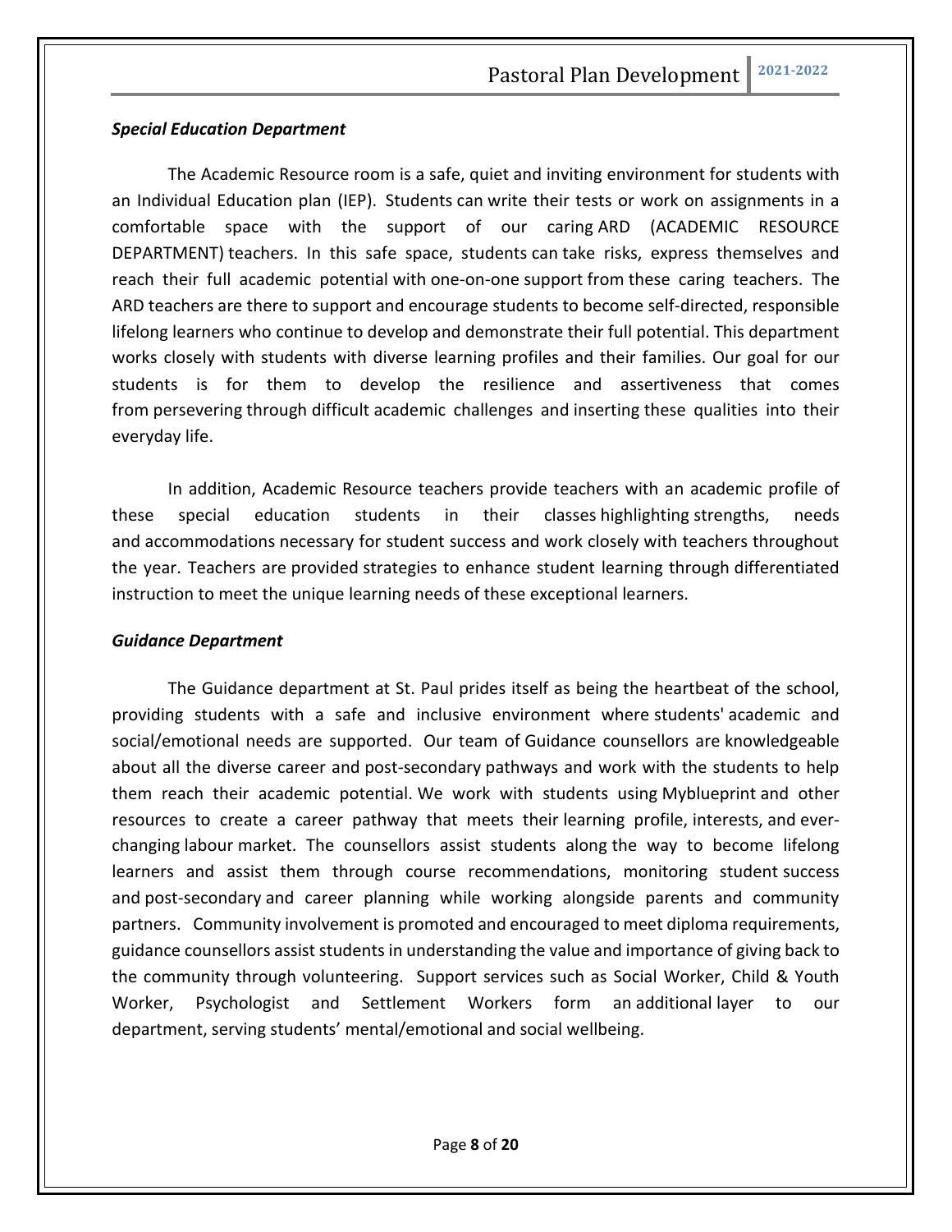***Special Education Department***

The Academic Resource room is a safe, quiet and inviting environment for students with an Individual Education plan (IEP). Students can write their tests or work on assignments in a comfortable space with the support of our caring ARD (ACADEMIC RESOURCE DEPARTMENT) teachers. In this safe space, students can take risks, express themselves and reach their full academic potential with one-on-one support from these caring teachers. The ARD teachers are there to support and encourage students to become self-directed, responsible lifelong learners who continue to develop and demonstrate their full potential. This department works closely with students with diverse learning profiles and their families. Our goal for our students is for them to develop the resilience and assertiveness that comes from persevering through difficult academic challenges and inserting these qualities into their everyday life.

In addition, Academic Resource teachers provide teachers with an academic profile of these special education students in their classes highlighting strengths, needs and accommodations necessary for student success and work closely with teachers throughout the year. Teachers are provided strategies to enhance student learning through differentiated instruction to meet the unique learning needs of these exceptional learners.

***Guidance Department***

The Guidance department at St. Paul prides itself as being the heartbeat of the school, providing students with a safe and inclusive environment where students' academic and social/emotional needs are supported. Our team of Guidance counsellors are knowledgeable about all the diverse career and post-secondary pathways and work with the students to help them reach their academic potential. We work with students using Myblueprint and other resources to create a career pathway that meets their learning profile, interests, and ever-changing labour market. The counsellors assist students along the way to become lifelong learners and assist them through course recommendations, monitoring student success and post-secondary and career planning while working alongside parents and community partners. Community involvement is promoted and encouraged to meet diploma requirements, guidance counsellors assist students in understanding the value and importance of giving back to the community through volunteering. Support services such as Social Worker, Child & Youth Worker, Psychologist and Settlement Workers form an additional layer to our department, serving students' mental/emotional and social wellbeing.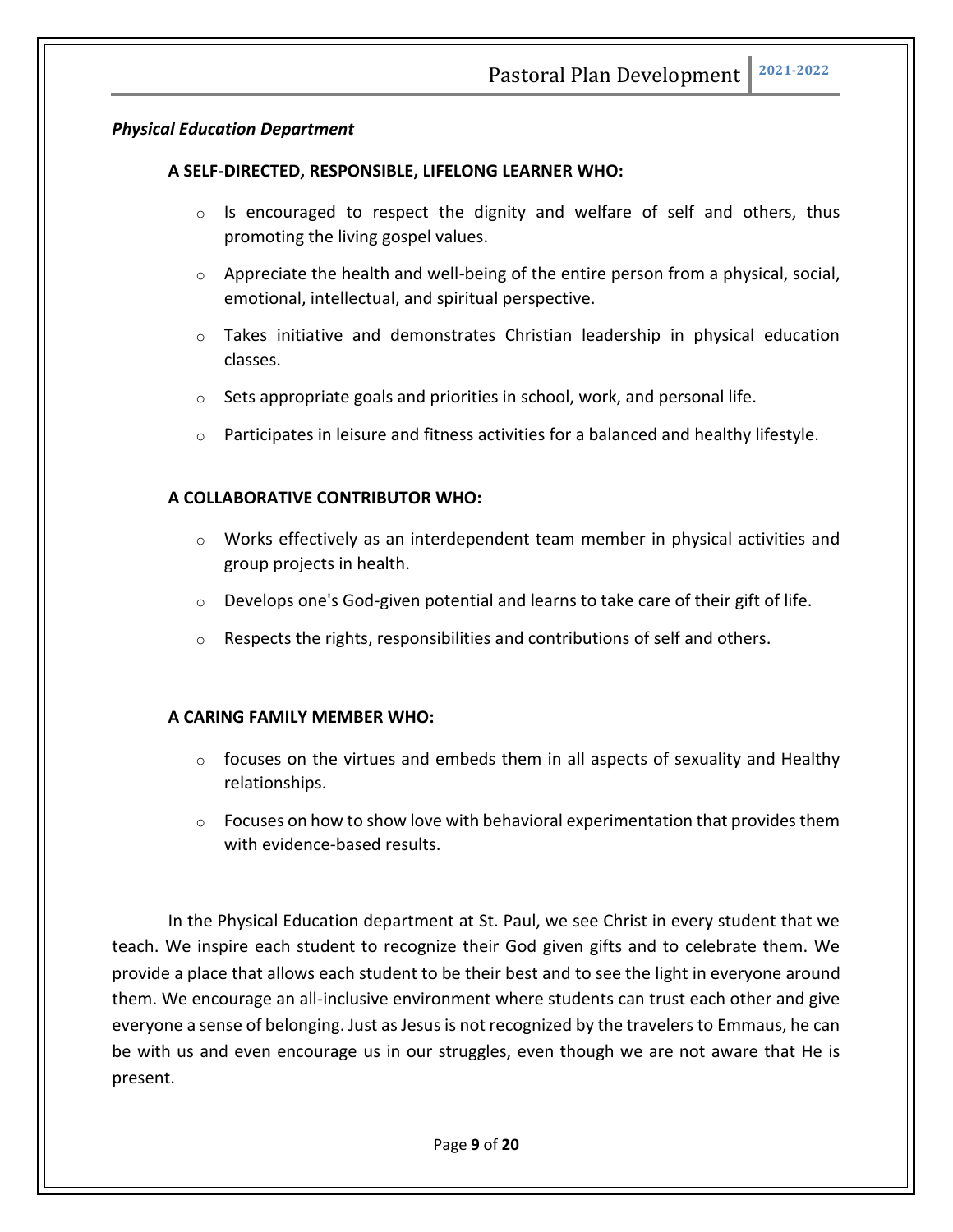### *Physical Education Department*

**A SELF-DIRECTED, RESPONSIBLE, LIFELONG LEARNER WHO:**

- Is encouraged to respect the dignity and welfare of self and others, thus promoting the living gospel values.
- Appreciate the health and well-being of the entire person from a physical, social, emotional, intellectual, and spiritual perspective.
- Takes initiative and demonstrates Christian leadership in physical education classes.
- Sets appropriate goals and priorities in school, work, and personal life.
- Participates in leisure and fitness activities for a balanced and healthy lifestyle.

**A COLLABORATIVE CONTRIBUTOR WHO:**

- Works effectively as an interdependent team member in physical activities and group projects in health.
- Develops one's God-given potential and learns to take care of their gift of life.
- Respects the rights, responsibilities and contributions of self and others.

**A CARING FAMILY MEMBER WHO:**

- focuses on the virtues and embeds them in all aspects of sexuality and Healthy relationships.
- Focuses on how to show love with behavioral experimentation that provides them with evidence-based results.

In the Physical Education department at St. Paul, we see Christ in every student that we teach. We inspire each student to recognize their God given gifts and to celebrate them. We provide a place that allows each student to be their best and to see the light in everyone around them. We encourage an all-inclusive environment where students can trust each other and give everyone a sense of belonging. Just as Jesus is not recognized by the travelers to Emmaus, he can be with us and even encourage us in our struggles, even though we are not aware that He is present.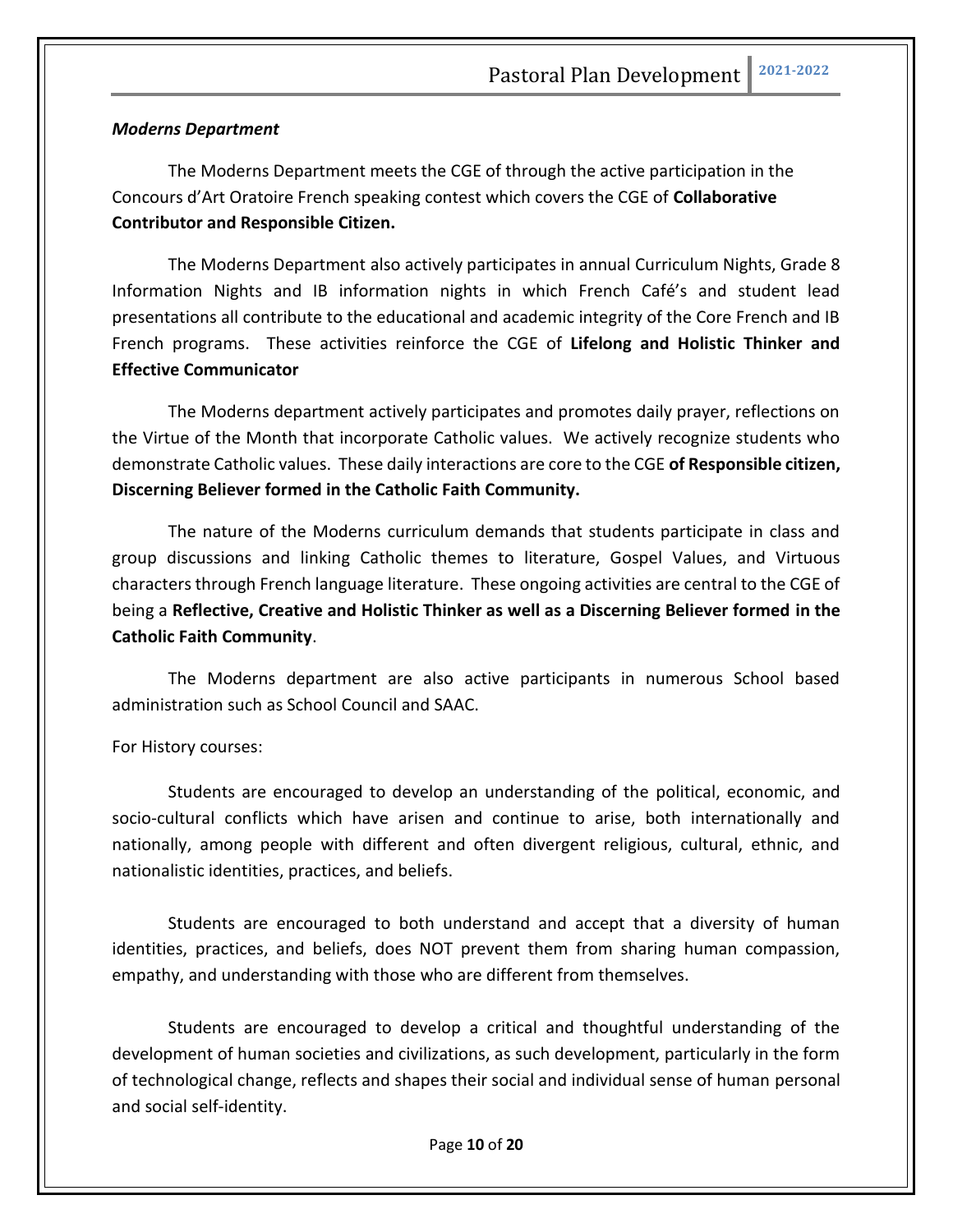***Moderns Department***

The Moderns Department meets the CGE of through the active participation in the Concours d'Art Oratoire French speaking contest which covers the CGE of **Collaborative Contributor and Responsible Citizen.**

The Moderns Department also actively participates in annual Curriculum Nights, Grade 8 Information Nights and IB information nights in which French Café's and student lead presentations all contribute to the educational and academic integrity of the Core French and IB French programs. These activities reinforce the CGE of **Lifelong and Holistic Thinker and Effective Communicator**

The Moderns department actively participates and promotes daily prayer, reflections on the Virtue of the Month that incorporate Catholic values. We actively recognize students who demonstrate Catholic values. These daily interactions are core to the CGE **of Responsible citizen, Discerning Believer formed in the Catholic Faith Community.**

The nature of the Moderns curriculum demands that students participate in class and group discussions and linking Catholic themes to literature, Gospel Values, and Virtuous characters through French language literature. These ongoing activities are central to the CGE of being a **Reflective, Creative and Holistic Thinker as well as a Discerning Believer formed in the Catholic Faith Community**.

The Moderns department are also active participants in numerous School based administration such as School Council and SAAC.

For History courses:

Students are encouraged to develop an understanding of the political, economic, and socio-cultural conflicts which have arisen and continue to arise, both internationally and nationally, among people with different and often divergent religious, cultural, ethnic, and nationalistic identities, practices, and beliefs.

Students are encouraged to both understand and accept that a diversity of human identities, practices, and beliefs, does NOT prevent them from sharing human compassion, empathy, and understanding with those who are different from themselves.

Students are encouraged to develop a critical and thoughtful understanding of the development of human societies and civilizations, as such development, particularly in the form of technological change, reflects and shapes their social and individual sense of human personal and social self-identity.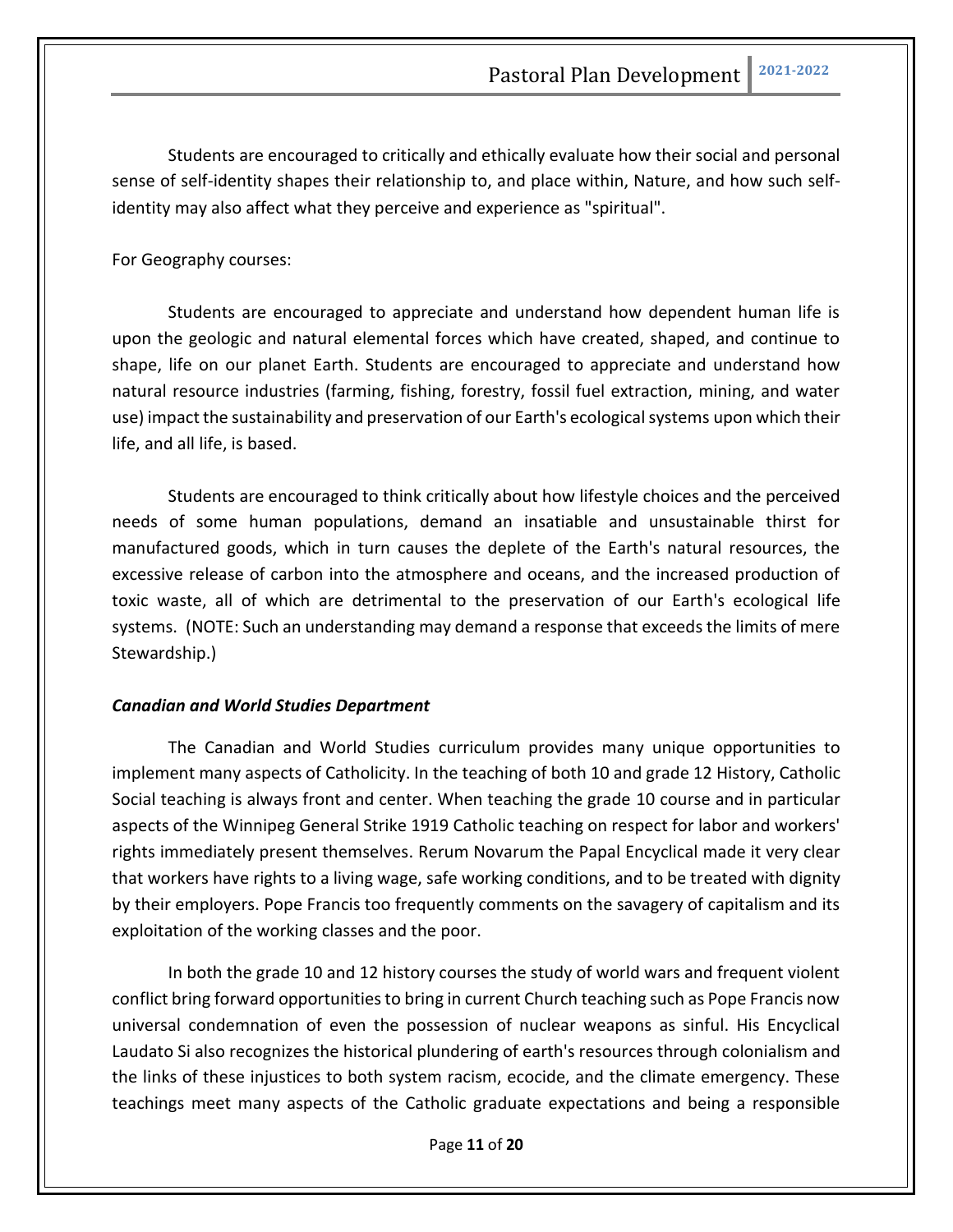Students are encouraged to critically and ethically evaluate how their social and personal sense of self-identity shapes their relationship to, and place within, Nature, and how such self-identity may also affect what they perceive and experience as "spiritual".

For Geography courses:

Students are encouraged to appreciate and understand how dependent human life is upon the geologic and natural elemental forces which have created, shaped, and continue to shape, life on our planet Earth. Students are encouraged to appreciate and understand how natural resource industries (farming, fishing, forestry, fossil fuel extraction, mining, and water use) impact the sustainability and preservation of our Earth's ecological systems upon which their life, and all life, is based.

Students are encouraged to think critically about how lifestyle choices and the perceived needs of some human populations, demand an insatiable and unsustainable thirst for manufactured goods, which in turn causes the deplete of the Earth's natural resources, the excessive release of carbon into the atmosphere and oceans, and the increased production of toxic waste, all of which are detrimental to the preservation of our Earth's ecological life systems. (NOTE: Such an understanding may demand a response that exceeds the limits of mere Stewardship.)

***Canadian and World Studies Department***

The Canadian and World Studies curriculum provides many unique opportunities to implement many aspects of Catholicity. In the teaching of both 10 and grade 12 History, Catholic Social teaching is always front and center. When teaching the grade 10 course and in particular aspects of the Winnipeg General Strike 1919 Catholic teaching on respect for labor and workers' rights immediately present themselves. Rerum Novarum the Papal Encyclical made it very clear that workers have rights to a living wage, safe working conditions, and to be treated with dignity by their employers. Pope Francis too frequently comments on the savagery of capitalism and its exploitation of the working classes and the poor.

In both the grade 10 and 12 history courses the study of world wars and frequent violent conflict bring forward opportunities to bring in current Church teaching such as Pope Francis now universal condemnation of even the possession of nuclear weapons as sinful. His Encyclical Laudato Si also recognizes the historical plundering of earth's resources through colonialism and the links of these injustices to both system racism, ecocide, and the climate emergency. These teachings meet many aspects of the Catholic graduate expectations and being a responsible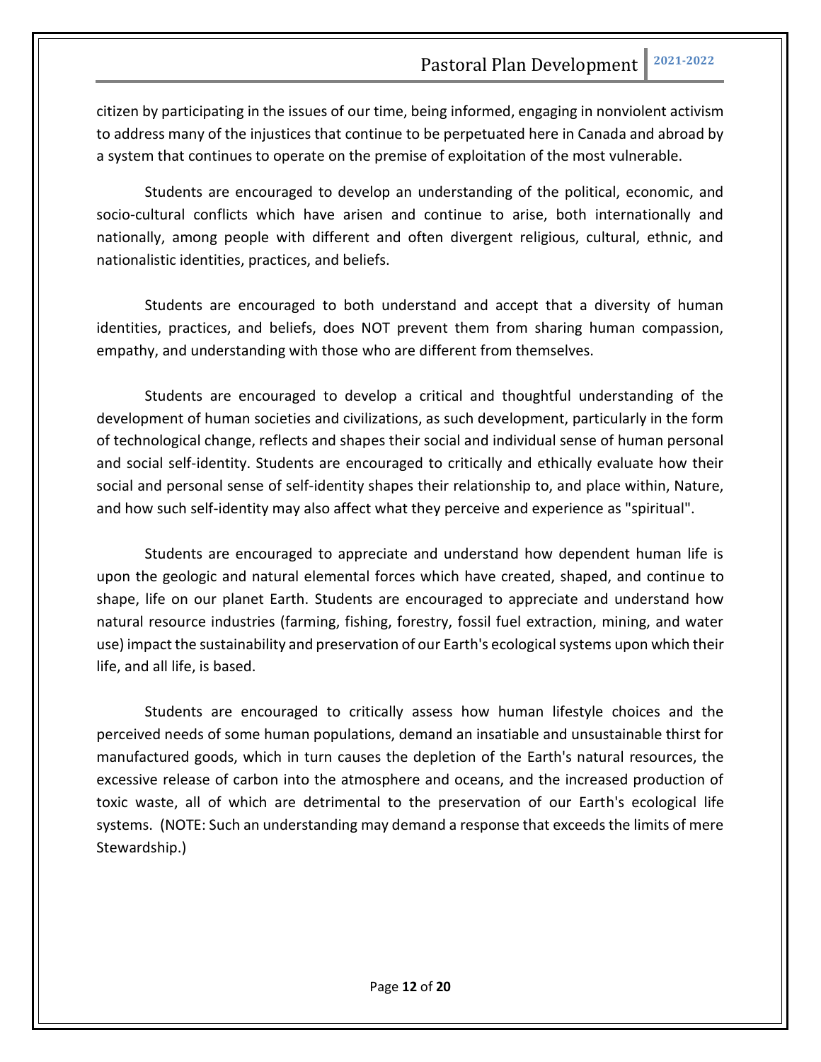citizen by participating in the issues of our time, being informed, engaging in nonviolent activism to address many of the injustices that continue to be perpetuated here in Canada and abroad by a system that continues to operate on the premise of exploitation of the most vulnerable.

Students are encouraged to develop an understanding of the political, economic, and socio-cultural conflicts which have arisen and continue to arise, both internationally and nationally, among people with different and often divergent religious, cultural, ethnic, and nationalistic identities, practices, and beliefs.

Students are encouraged to both understand and accept that a diversity of human identities, practices, and beliefs, does NOT prevent them from sharing human compassion, empathy, and understanding with those who are different from themselves.

Students are encouraged to develop a critical and thoughtful understanding of the development of human societies and civilizations, as such development, particularly in the form of technological change, reflects and shapes their social and individual sense of human personal and social self-identity. Students are encouraged to critically and ethically evaluate how their social and personal sense of self-identity shapes their relationship to, and place within, Nature, and how such self-identity may also affect what they perceive and experience as "spiritual".

Students are encouraged to appreciate and understand how dependent human life is upon the geologic and natural elemental forces which have created, shaped, and continue to shape, life on our planet Earth. Students are encouraged to appreciate and understand how natural resource industries (farming, fishing, forestry, fossil fuel extraction, mining, and water use) impact the sustainability and preservation of our Earth's ecological systems upon which their life, and all life, is based.

Students are encouraged to critically assess how human lifestyle choices and the perceived needs of some human populations, demand an insatiable and unsustainable thirst for manufactured goods, which in turn causes the depletion of the Earth's natural resources, the excessive release of carbon into the atmosphere and oceans, and the increased production of toxic waste, all of which are detrimental to the preservation of our Earth's ecological life systems. (NOTE: Such an understanding may demand a response that exceeds the limits of mere Stewardship.)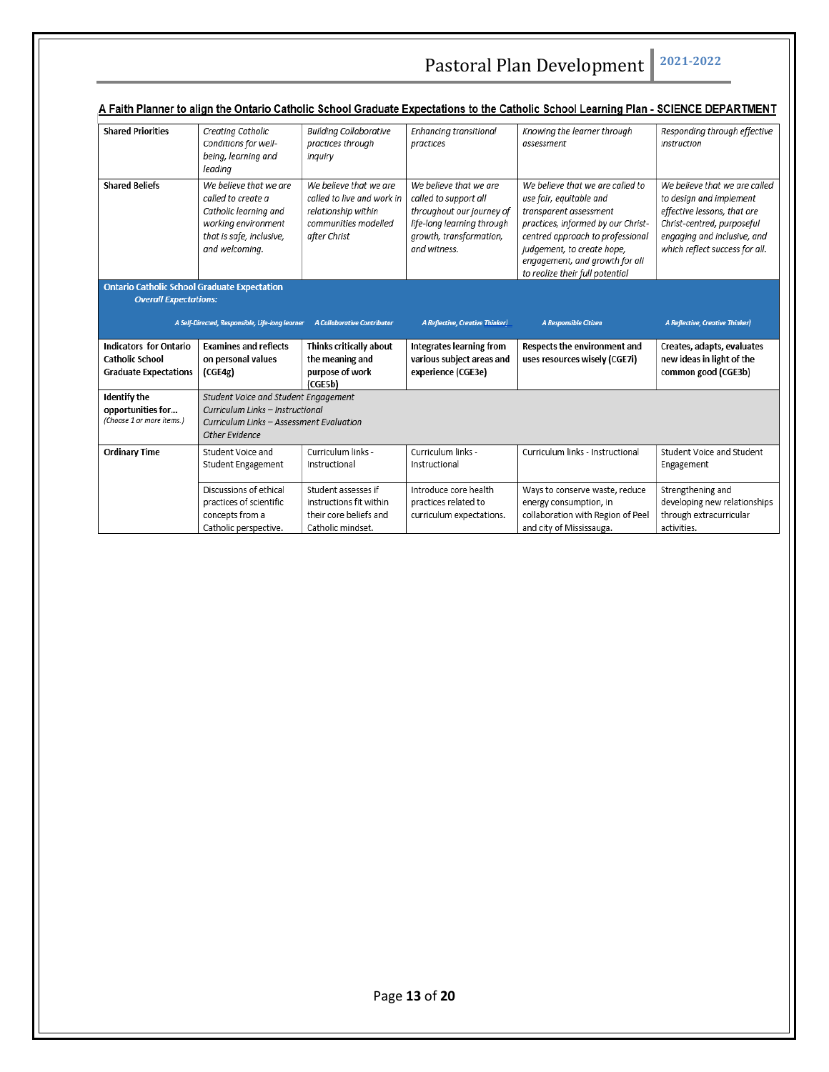## A Faith Planner to align the Ontario Catholic School Graduate Expectations to the Catholic School Learning Plan - SCIENCE DEPARTMENT

| **Shared Priorities** | *Creating Catholic Conditions for well-being, learning and leading* | *Building Collaborative practices through inquiry* | *Enhancing transitional practices* | *Knowing the learner through assessment* | *Responding through effective instruction* |
|---|---|---|---|---|---|
| **Shared Beliefs** | *We believe that we are called to create a Catholic learning and working environment that is safe, inclusive, and welcoming.* | *We believe that we are called to live and work in relationship within communities modelled after Christ* | *We believe that we are called to support all throughout our journey of life-long learning through growth, transformation, and witness.* | *We believe that we are called to use fair, equitable and transparent assessment practices, informed by our Christ-centred approach to professional judgement, to create hope, engagement, and growth for all to realize their full potential* | *We believe that we are called to design and implement effective lessons, that are Christ-centred, purposeful engaging and inclusive, and which reflect success for all.* |
| **Ontario Catholic School Graduate Expectation** *Overall Expectations:* | *A Self-Directed, Responsible, Life-long learner* | *A Collaborative Contributor* | *A Reflective, Creative Thinker)* | *A Responsible Citizen* | *A Reflective, Creative Thinker)* |
| **Indicators for Ontario Catholic School Graduate Expectations** | **Examines and reflects on personal values (CGE4g)** | **Thinks critically about the meaning and purpose of work (CGE5b)** | **Integrates learning from various subject areas and experience (CGE3e)** | **Respects the environment and uses resources wisely (CGE7i)** | **Creates, adapts, evaluates new ideas in light of the common good (CGE3b)** |
| **Identify the opportunities for...** *(Choose 1 or more items.)* | *Student Voice and Student Engagement*<br>*Curriculum Links – Instructional*<br>*Curriculum Links – Assessment Evaluation*<br>*Other Evidence* | | | | |
| **Ordinary Time** | Student Voice and Student Engagement | Curriculum links - Instructional | Curriculum links - Instructional | Curriculum links - Instructional | Student Voice and Student Engagement |
| | Discussions of ethical practices of scientific concepts from a Catholic perspective. | Student assesses if instructions fit within their core beliefs and Catholic mindset. | Introduce core health practices related to curriculum expectations. | Ways to conserve waste, reduce energy consumption, in collaboration with Region of Peel and city of Mississauga. | Strengthening and developing new relationships through extracurricular activities. |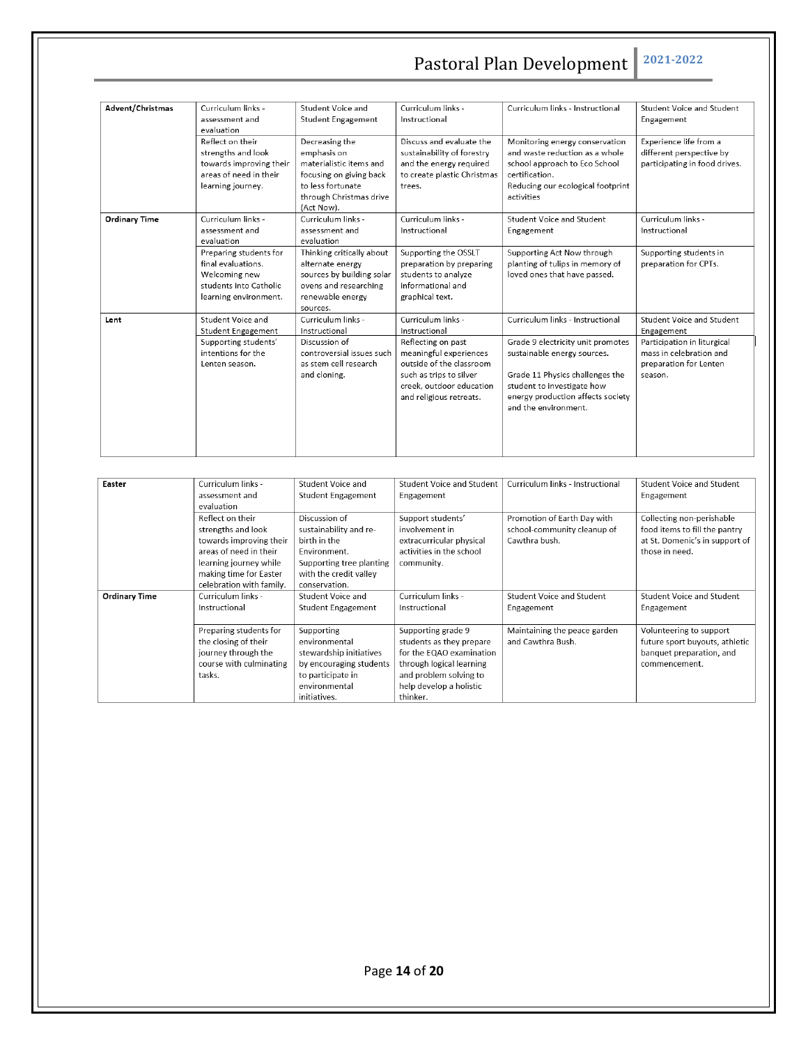| Advent/Christmas | Curriculum links - assessment and evaluation | Student Voice and Student Engagement | Curriculum links - Instructional | Curriculum links - Instructional | Student Voice and Student Engagement |
|---|---|---|---|---|---|
| | Reflect on their strengths and look towards improving their areas of need in their learning journey. | Decreasing the emphasis on materialistic items and focusing on giving back to less fortunate through Christmas drive (Act Now). | Discuss and evaluate the sustainability of forestry and the energy required to create plastic Christmas trees. | Monitoring energy conservation and waste reduction as a whole school approach to Eco School certification.<br>Reducing our ecological footprint activities | Experience life from a different perspective by participating in food drives. |
| **Ordinary Time** | Curriculum links - assessment and evaluation | Curriculum links - assessment and evaluation | Curriculum links - Instructional | Student Voice and Student Engagement | Curriculum links - Instructional |
| | Preparing students for final evaluations. Welcoming new students into Catholic learning environment. | Thinking critically about alternate energy sources by building solar ovens and researching renewable energy sources. | Supporting the OSSLT preparation by preparing students to analyze informational and graphical text. | Supporting Act Now through planting of tulips in memory of loved ones that have passed. | Supporting students in preparation for CPTs. |
| **Lent** | Student Voice and Student Engagement | Curriculum links - Instructional | Curriculum links - Instructional | Curriculum links - Instructional | Student Voice and Student Engagement |
| | Supporting students' intentions for the Lenten season. | Discussion of controversial issues such as stem cell research and cloning. | Reflecting on past meaningful experiences outside of the classroom such as trips to silver creek, outdoor education and religious retreats. | Grade 9 electricity unit promotes sustainable energy sources.<br><br>Grade 11 Physics challenges the student to investigate how energy production affects society and the environment. | Participation in liturgical mass in celebration and preparation for Lenten season. |

| Easter | Curriculum links - assessment and evaluation | Student Voice and Student Engagement | Student Voice and Student Engagement | Curriculum links - Instructional | Student Voice and Student Engagement |
|---|---|---|---|---|---|
| | Reflect on their strengths and look towards improving their areas of need in their learning journey while making time for Easter celebration with family. | Discussion of sustainability and re-birth in the Environment. Supporting tree planting with the credit valley conservation. | Support students' involvement in extracurricular physical activities in the school community. | Promotion of Earth Day with school-community cleanup of Cawthra bush. | Collecting non-perishable food items to fill the pantry at St. Domenic's in support of those in need. |
| **Ordinary Time** | Curriculum links - Instructional | Student Voice and Student Engagement | Curriculum links - Instructional | Student Voice and Student Engagement | Student Voice and Student Engagement |
| | Preparing students for the closing of their journey through the course with culminating tasks. | Supporting environmental stewardship initiatives by encouraging students to participate in environmental initiatives. | Supporting grade 9 students as they prepare for the EQAO examination through logical learning and problem solving to help develop a holistic thinker. | Maintaining the peace garden and Cawthra Bush. | Volunteering to support future sport buyouts, athletic banquet preparation, and commencement. |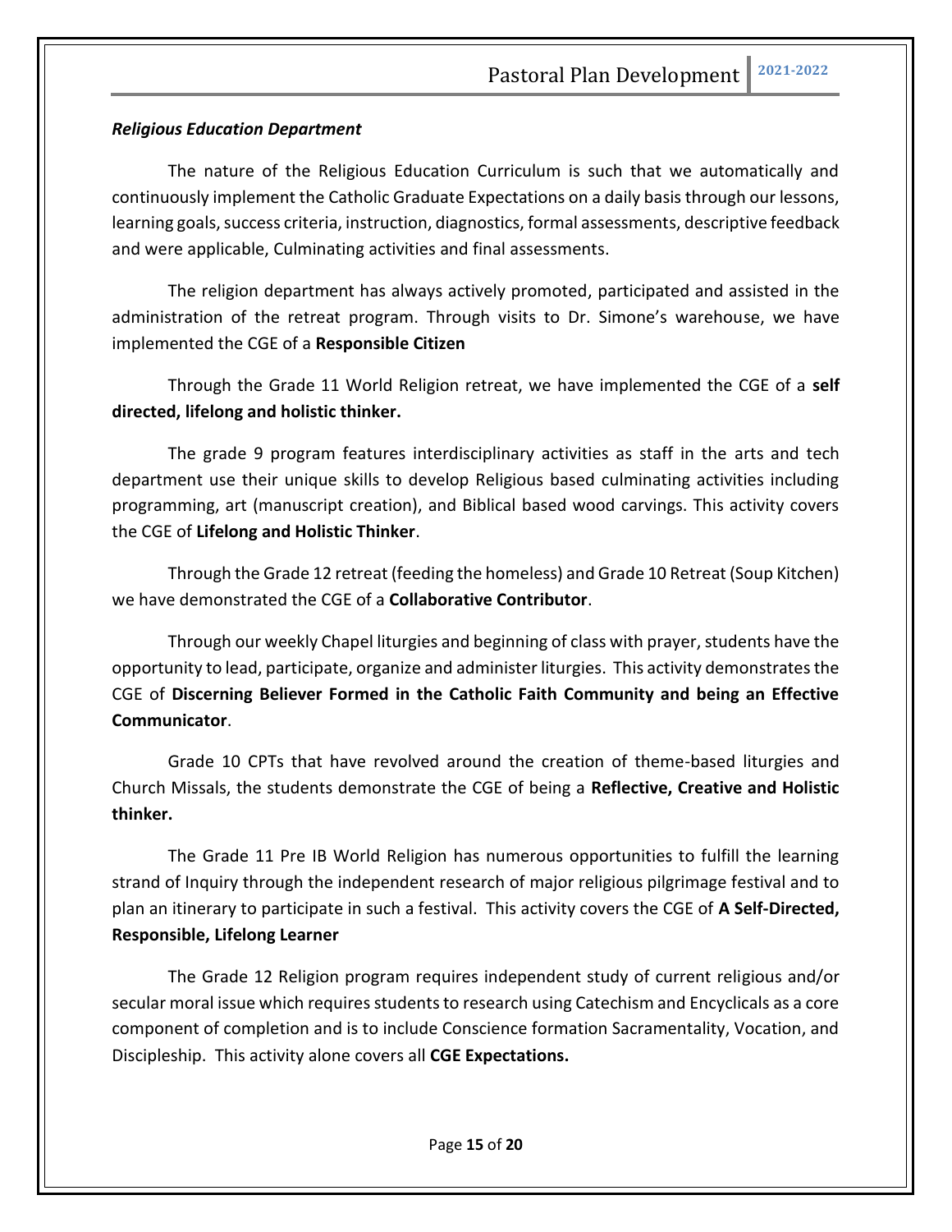***Religious Education Department***

The nature of the Religious Education Curriculum is such that we automatically and continuously implement the Catholic Graduate Expectations on a daily basis through our lessons, learning goals, success criteria, instruction, diagnostics, formal assessments, descriptive feedback and were applicable, Culminating activities and final assessments.

The religion department has always actively promoted, participated and assisted in the administration of the retreat program. Through visits to Dr. Simone's warehouse, we have implemented the CGE of a **Responsible Citizen**

Through the Grade 11 World Religion retreat, we have implemented the CGE of a **self directed, lifelong and holistic thinker.**

The grade 9 program features interdisciplinary activities as staff in the arts and tech department use their unique skills to develop Religious based culminating activities including programming, art (manuscript creation), and Biblical based wood carvings. This activity covers the CGE of **Lifelong and Holistic Thinker**.

Through the Grade 12 retreat (feeding the homeless) and Grade 10 Retreat (Soup Kitchen) we have demonstrated the CGE of a **Collaborative Contributor**.

Through our weekly Chapel liturgies and beginning of class with prayer, students have the opportunity to lead, participate, organize and administer liturgies. This activity demonstrates the CGE of **Discerning Believer Formed in the Catholic Faith Community and being an Effective Communicator**.

Grade 10 CPTs that have revolved around the creation of theme-based liturgies and Church Missals, the students demonstrate the CGE of being a **Reflective, Creative and Holistic thinker.**

The Grade 11 Pre IB World Religion has numerous opportunities to fulfill the learning strand of Inquiry through the independent research of major religious pilgrimage festival and to plan an itinerary to participate in such a festival. This activity covers the CGE of **A Self-Directed, Responsible, Lifelong Learner**

The Grade 12 Religion program requires independent study of current religious and/or secular moral issue which requires students to research using Catechism and Encyclicals as a core component of completion and is to include Conscience formation Sacramentality, Vocation, and Discipleship. This activity alone covers all **CGE Expectations.**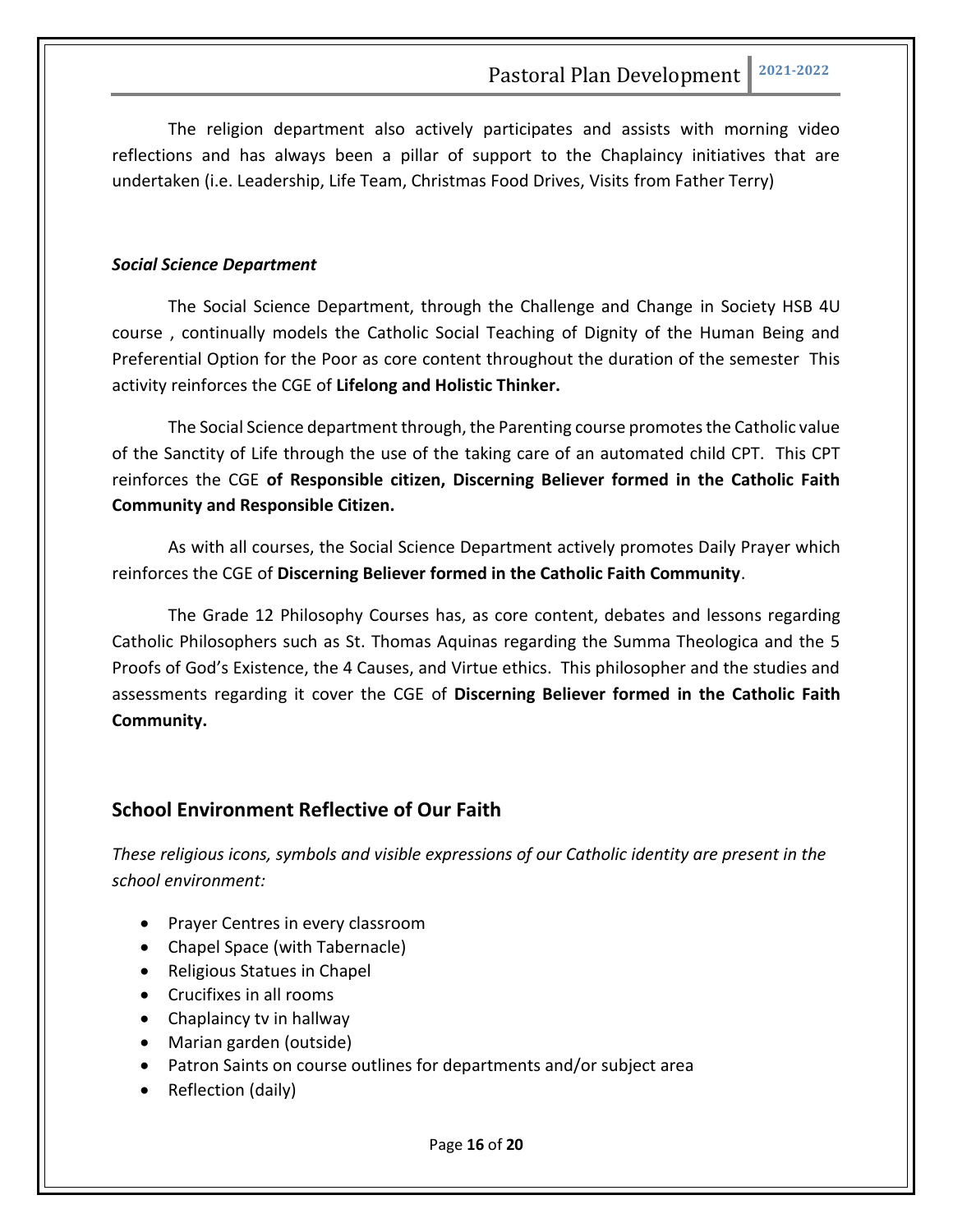The religion department also actively participates and assists with morning video reflections and has always been a pillar of support to the Chaplaincy initiatives that are undertaken (i.e. Leadership, Life Team, Christmas Food Drives, Visits from Father Terry)

***Social Science Department***

The Social Science Department, through the Challenge and Change in Society HSB 4U course , continually models the Catholic Social Teaching of Dignity of the Human Being and Preferential Option for the Poor as core content throughout the duration of the semester  This activity reinforces the CGE of **Lifelong and Holistic Thinker.**

The Social Science department through, the Parenting course promotes the Catholic value of the Sanctity of Life through the use of the taking care of an automated child CPT.  This CPT reinforces the CGE **of Responsible citizen, Discerning Believer formed in the Catholic Faith Community and Responsible Citizen.**

As with all courses, the Social Science Department actively promotes Daily Prayer which reinforces the CGE of **Discerning Believer formed in the Catholic Faith Community**.

The Grade 12 Philosophy Courses has, as core content, debates and lessons regarding Catholic Philosophers such as St. Thomas Aquinas regarding the Summa Theologica and the 5 Proofs of God's Existence, the 4 Causes, and Virtue ethics.  This philosopher and the studies and assessments regarding it cover the CGE of **Discerning Believer formed in the Catholic Faith Community.**

## School Environment Reflective of Our Faith

*These religious icons, symbols and visible expressions of our Catholic identity are present in the school environment:*

- Prayer Centres in every classroom
- Chapel Space (with Tabernacle)
- Religious Statues in Chapel
- Crucifixes in all rooms
- Chaplaincy tv in hallway
- Marian garden (outside)
- Patron Saints on course outlines for departments and/or subject area
- Reflection (daily)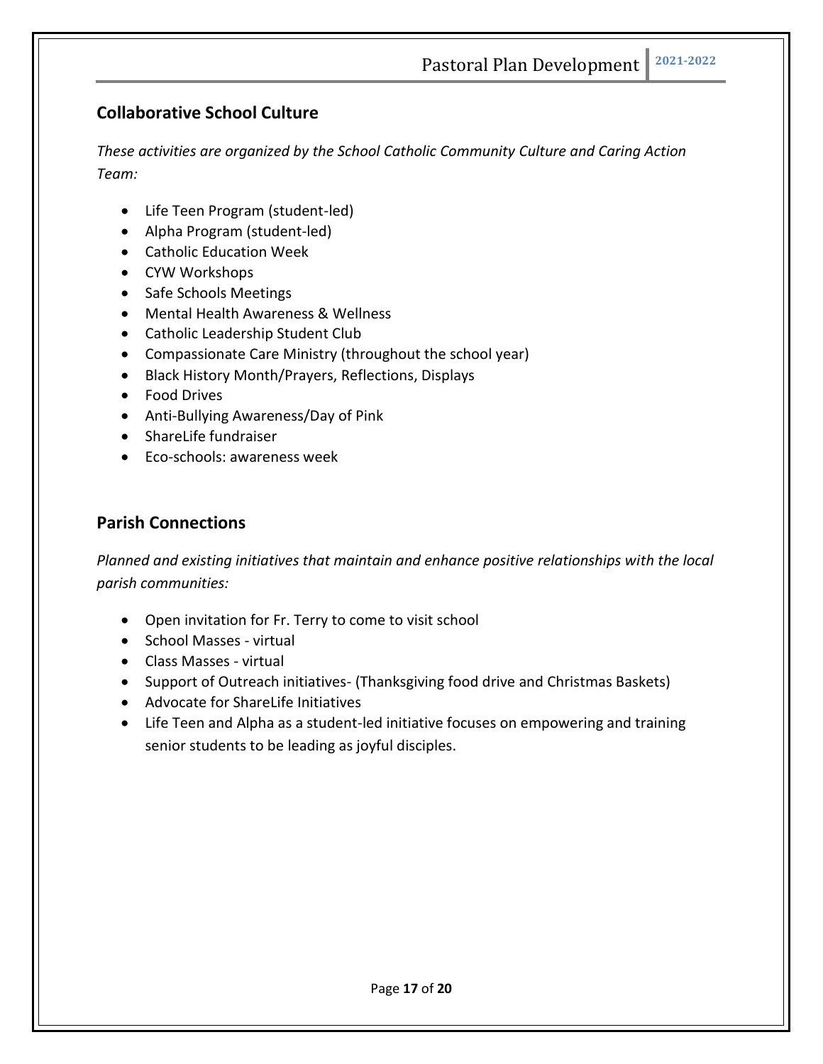## Collaborative School Culture

*These activities are organized by the School Catholic Community Culture and Caring Action Team:*

- Life Teen Program (student-led)
- Alpha Program (student-led)
- Catholic Education Week
- CYW Workshops
- Safe Schools Meetings
- Mental Health Awareness & Wellness
- Catholic Leadership Student Club
- Compassionate Care Ministry (throughout the school year)
- Black History Month/Prayers, Reflections, Displays
- Food Drives
- Anti-Bullying Awareness/Day of Pink
- ShareLife fundraiser
- Eco-schools: awareness week

## Parish Connections

*Planned and existing initiatives that maintain and enhance positive relationships with the local parish communities:*

- Open invitation for Fr. Terry to come to visit school
- School Masses - virtual
- Class Masses - virtual
- Support of Outreach initiatives- (Thanksgiving food drive and Christmas Baskets)
- Advocate for ShareLife Initiatives
- Life Teen and Alpha as a student-led initiative focuses on empowering and training senior students to be leading as joyful disciples.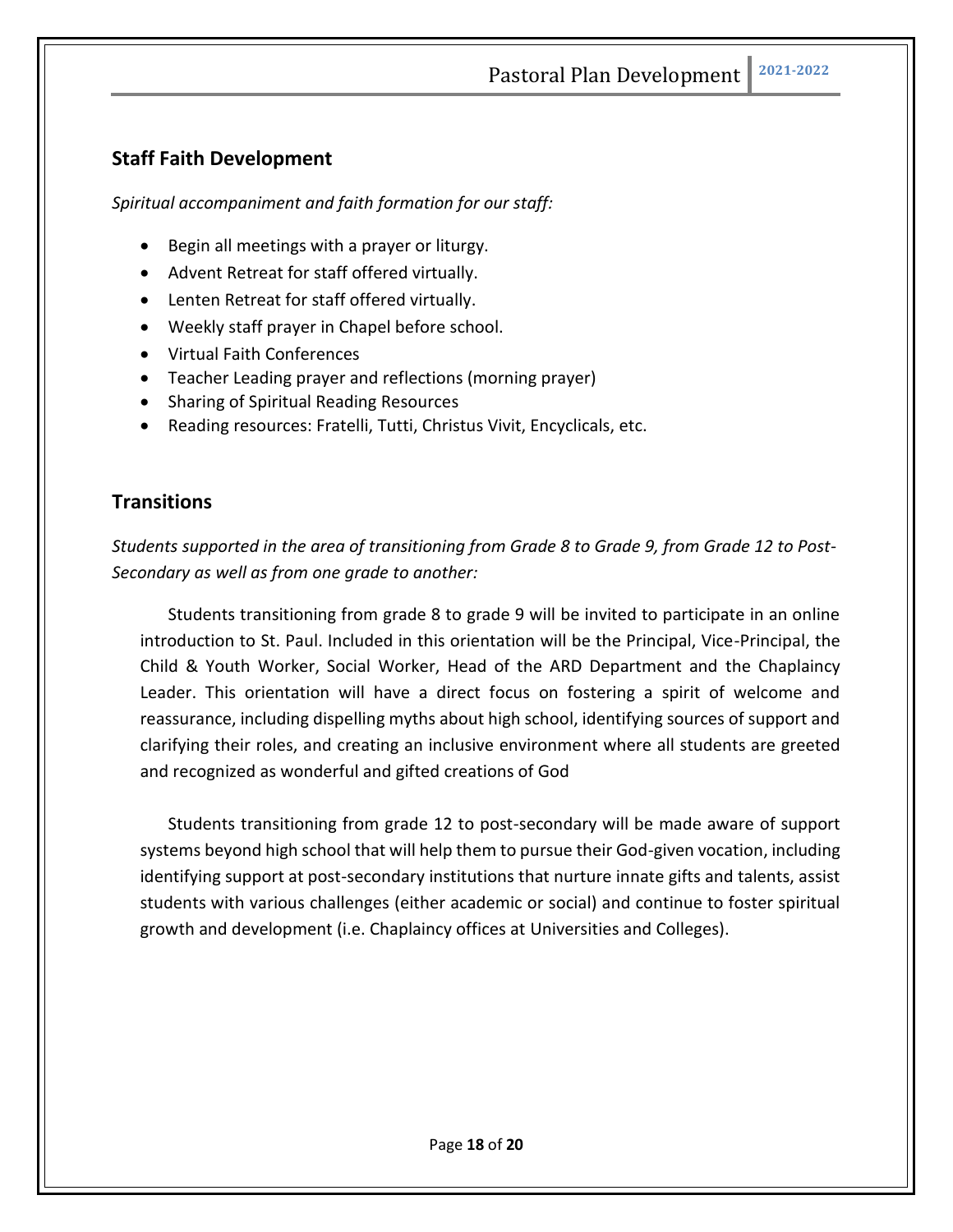## Staff Faith Development

*Spiritual accompaniment and faith formation for our staff:*

- Begin all meetings with a prayer or liturgy.
- Advent Retreat for staff offered virtually.
- Lenten Retreat for staff offered virtually.
- Weekly staff prayer in Chapel before school.
- Virtual Faith Conferences
- Teacher Leading prayer and reflections (morning prayer)
- Sharing of Spiritual Reading Resources
- Reading resources: Fratelli, Tutti, Christus Vivit, Encyclicals, etc.

## Transitions

*Students supported in the area of transitioning from Grade 8 to Grade 9, from Grade 12 to Post-Secondary as well as from one grade to another:*

Students transitioning from grade 8 to grade 9 will be invited to participate in an online introduction to St. Paul. Included in this orientation will be the Principal, Vice-Principal, the Child & Youth Worker, Social Worker, Head of the ARD Department and the Chaplaincy Leader. This orientation will have a direct focus on fostering a spirit of welcome and reassurance, including dispelling myths about high school, identifying sources of support and clarifying their roles, and creating an inclusive environment where all students are greeted and recognized as wonderful and gifted creations of God

Students transitioning from grade 12 to post-secondary will be made aware of support systems beyond high school that will help them to pursue their God-given vocation, including identifying support at post-secondary institutions that nurture innate gifts and talents, assist students with various challenges (either academic or social) and continue to foster spiritual growth and development (i.e. Chaplaincy offices at Universities and Colleges).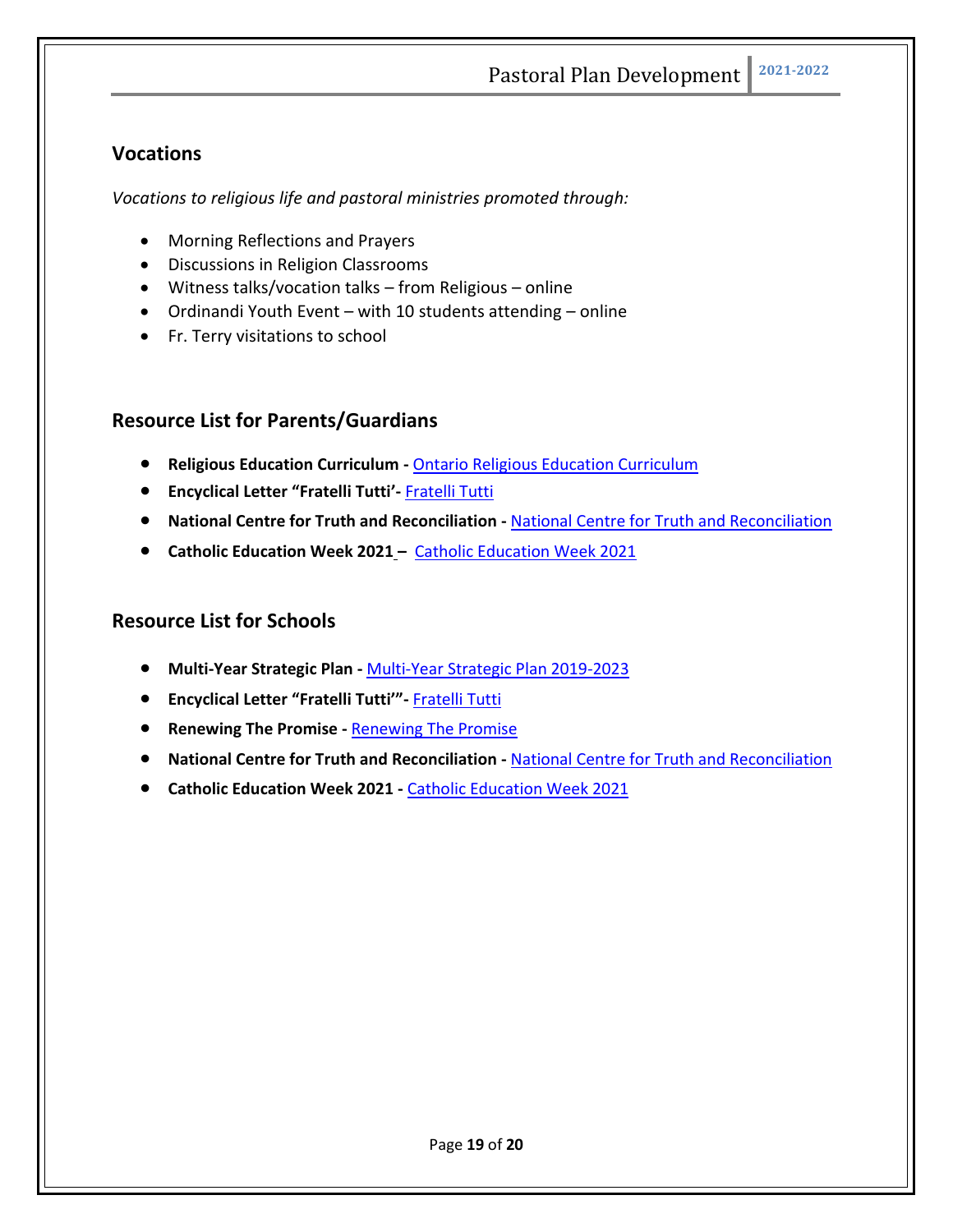## Vocations

*Vocations to religious life and pastoral ministries promoted through:*

- Morning Reflections and Prayers
- Discussions in Religion Classrooms
- Witness talks/vocation talks – from Religious – online
- Ordinandi Youth Event – with 10 students attending – online
- Fr. Terry visitations to school

## Resource List for Parents/Guardians

- **Religious Education Curriculum -** Ontario Religious Education Curriculum
- **Encyclical Letter "Fratelli Tutti'-** Fratelli Tutti
- **National Centre for Truth and Reconciliation -** National Centre for Truth and Reconciliation
- **Catholic Education Week 2021 –** Catholic Education Week 2021

## Resource List for Schools

- **Multi-Year Strategic Plan -** Multi-Year Strategic Plan 2019-2023
- **Encyclical Letter "Fratelli Tutti'"-** Fratelli Tutti
- **Renewing The Promise -** Renewing The Promise
- **National Centre for Truth and Reconciliation -** National Centre for Truth and Reconciliation
- **Catholic Education Week 2021 -** Catholic Education Week 2021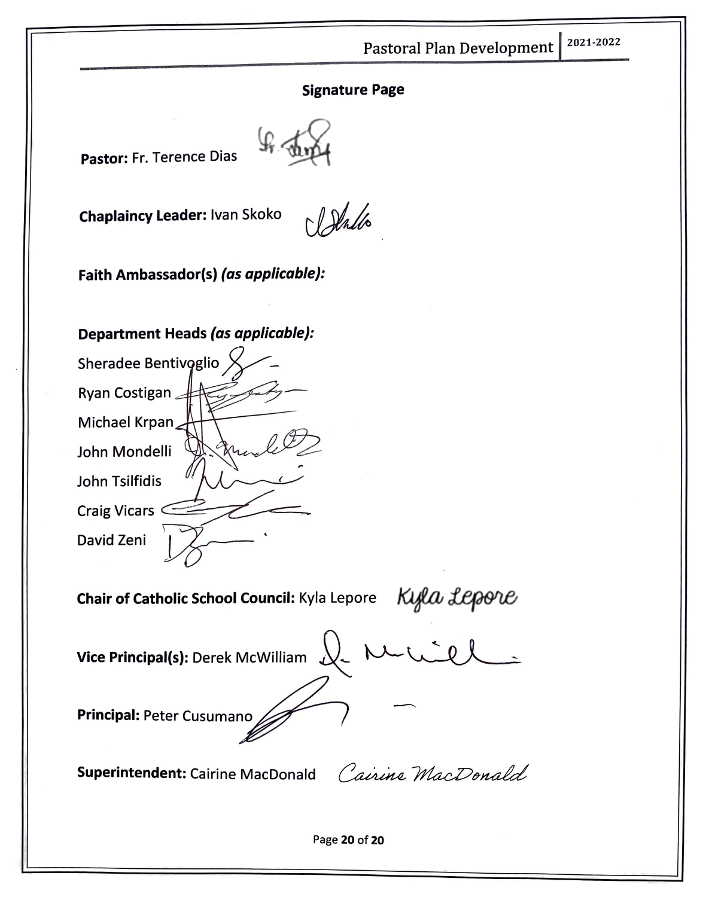## Signature Page

**Pastor:** Fr. Terence Dias

**Chaplaincy Leader:** Ivan Skoko

**Faith Ambassador(s)** ***(as applicable):***

**Department Heads** ***(as applicable):***

Sheradee Bentivoglio

Ryan Costigan

Michael Krpan

John Mondelli

John Tsilfidis

Craig Vicars

David Zeni

**Chair of Catholic School Council:** Kyla Lepore

**Vice Principal(s):** Derek McWilliam

**Principal:** Peter Cusumano

**Superintendent:** Cairine MacDonald